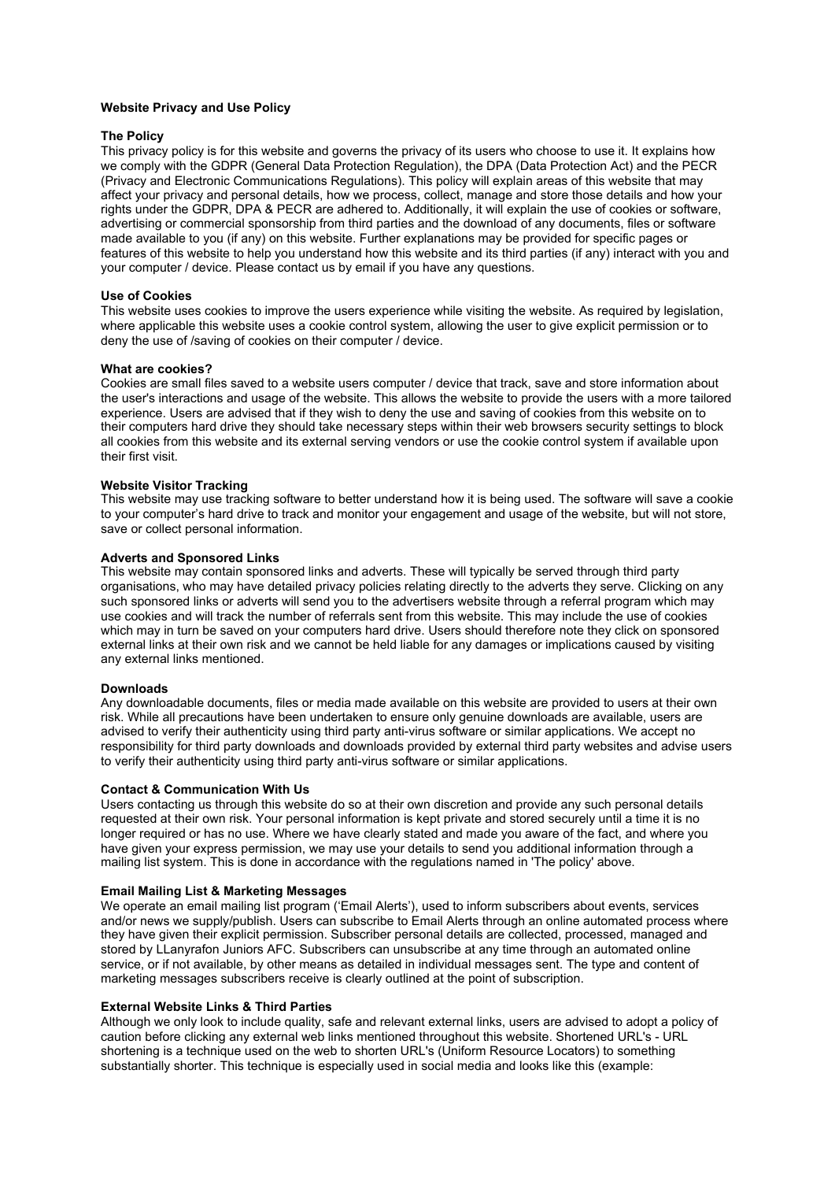# Website Privacy and Use Policy

## The Policy

This privacy policy is for this website and governs the privacy of its users who choose to use it. It explains how we comply with the GDPR (General Data Protection Regulation), the DPA (Data Protection Act) and the PECR (Privacy and Electronic Communications Regulations). This policy will explain areas of this website that may affect your privacy and personal details, how we process, collect, manage and store those details and how your rights under the GDPR, DPA & PECR are adhered to. Additionally, it will explain the use of cookies or software, advertising or commercial sponsorship from third parties and the download of any documents, files or software made available to you (if any) on this website. Further explanations may be provided for specific pages or features of this website to help you understand how this website and its third parties (if any) interact with you and your computer / device. Please contact us by email if you have any questions.

## Use of Cookies

This website uses cookies to improve the users experience while visiting the website. As required by legislation, where applicable this website uses a cookie control system, allowing the user to give explicit permission or to deny the use of /saving of cookies on their computer / device.

## What are cookies?

Cookies are small files saved to a website users computer / device that track, save and store information about the user's interactions and usage of the website. This allows the website to provide the users with a more tailored experience. Users are advised that if they wish to deny the use and saving of cookies from this website on to their computers hard drive they should take necessary steps within their web browsers security settings to block all cookies from this website and its external serving vendors or use the cookie control system if available upon their first visit.

## Website Visitor Tracking

This website may use tracking software to better understand how it is being used. The software will save a cookie to your computer's hard drive to track and monitor your engagement and usage of the website, but will not store, save or collect personal information.

## Adverts and Sponsored Links

This website may contain sponsored links and adverts. These will typically be served through third party organisations, who may have detailed privacy policies relating directly to the adverts they serve. Clicking on any such sponsored links or adverts will send you to the advertisers website through a referral program which may use cookies and will track the number of referrals sent from this website. This may include the use of cookies which may in turn be saved on your computers hard drive. Users should therefore note they click on sponsored external links at their own risk and we cannot be held liable for any damages or implications caused by visiting any external links mentioned.

## Downloads

Any downloadable documents, files or media made available on this website are provided to users at their own risk. While all precautions have been undertaken to ensure only genuine downloads are available, users are advised to verify their authenticity using third party anti-virus software or similar applications. We accept no responsibility for third party downloads and downloads provided by external third party websites and advise users to verify their authenticity using third party anti-virus software or similar applications.

## Contact & Communication With Us

Users contacting us through this website do so at their own discretion and provide any such personal details requested at their own risk. Your personal information is kept private and stored securely until a time it is no longer required or has no use. Where we have clearly stated and made you aware of the fact, and where you have given your express permission, we may use your details to send you additional information through a mailing list system. This is done in accordance with the regulations named in 'The policy' above.

## Email Mailing List & Marketing Messages

We operate an email mailing list program ('Email Alerts'), used to inform subscribers about events, services and/or news we supply/publish. Users can subscribe to Email Alerts through an online automated process where they have given their explicit permission. Subscriber personal details are collected, processed, managed and stored by LLanyrafon Juniors AFC. Subscribers can unsubscribe at any time through an automated online service, or if not available, by other means as detailed in individual messages sent. The type and content of marketing messages subscribers receive is clearly outlined at the point of subscription.

## External Website Links & Third Parties

Although we only look to include quality, safe and relevant external links, users are advised to adopt a policy of caution before clicking any external web links mentioned throughout this website. Shortened URL's - URL shortening is a technique used on the web to shorten URL's (Uniform Resource Locators) to something substantially shorter. This technique is especially used in social media and looks like this (example: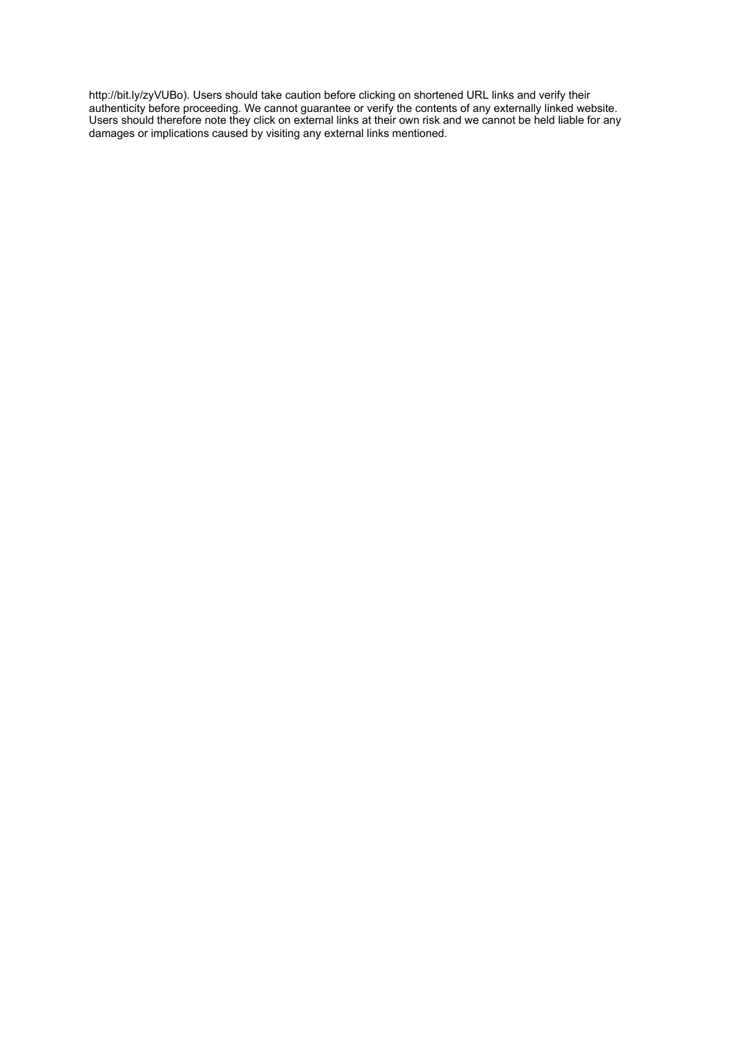http://bit.ly/zyVUBo). Users should take caution before clicking on shortened URL links and verify their authenticity before proceeding. We cannot guarantee or verify the contents of any externally linked website. Users should therefore note they click on external links at their own risk and we cannot be held liable for any damages or implications caused by visiting any external links mentioned.